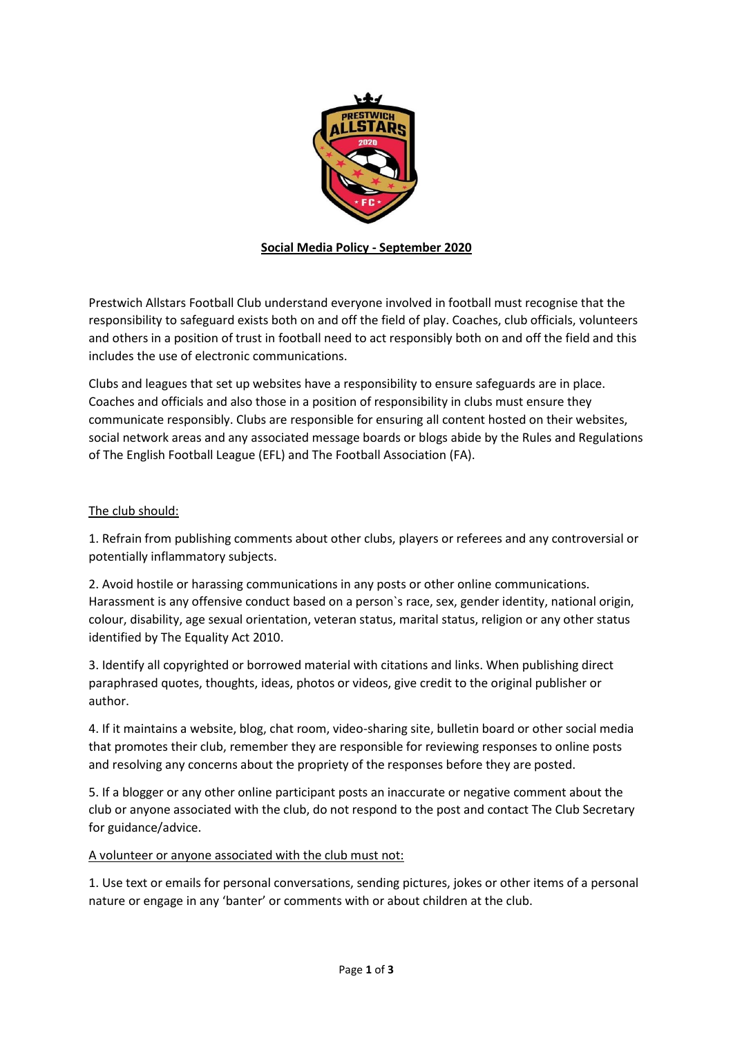**Social Media Policy - September 2020**

Prestwich Allstars Football Club understand everyone involved in football must recognise that the responsibility to safeguard exists both on and off the field of play. Coaches, club officials, volunteers and others in a position of trust in football need to act responsibly both on and off the field and this includes the use of electronic communications.

Clubs and leagues that set up websites have a responsibility to ensure safeguards are in place. Coaches and officials and also those in a position of responsibility in clubs must ensure they communicate responsibly. Clubs are responsible for ensuring all content hosted on their websites, social network areas and any associated message boards or blogs abide by the Rules and Regulations of The English Football League (EFL) and The Football Association (FA).

The club should:

1. Refrain from publishing comments about other clubs, players or referees and any controversial or potentially inflammatory subjects.

2. Avoid hostile or harassing communications in any posts or other online communications. Harassment is any offensive conduct based on a person`s race, sex, gender identity, national origin, colour, disability, age sexual orientation, veteran status, marital status, religion or any other status identified by The Equality Act 2010.

3. Identify all copyrighted or borrowed material with citations and links. When publishing direct paraphrased quotes, thoughts, ideas, photos or videos, give credit to the original publisher or author.

4. If it maintains a website, blog, chat room, video-sharing site, bulletin board or other social media that promotes their club, remember they are responsible for reviewing responses to online posts and resolving any concerns about the propriety of the responses before they are posted.

5. If a blogger or any other online participant posts an inaccurate or negative comment about the club or anyone associated with the club, do not respond to the post and contact The Club Secretary for guidance/advice.

A volunteer or anyone associated with the club must not:

1. Use text or emails for personal conversations, sending pictures, jokes or other items of a personal nature or engage in any 'banter' or comments with or about children at the club.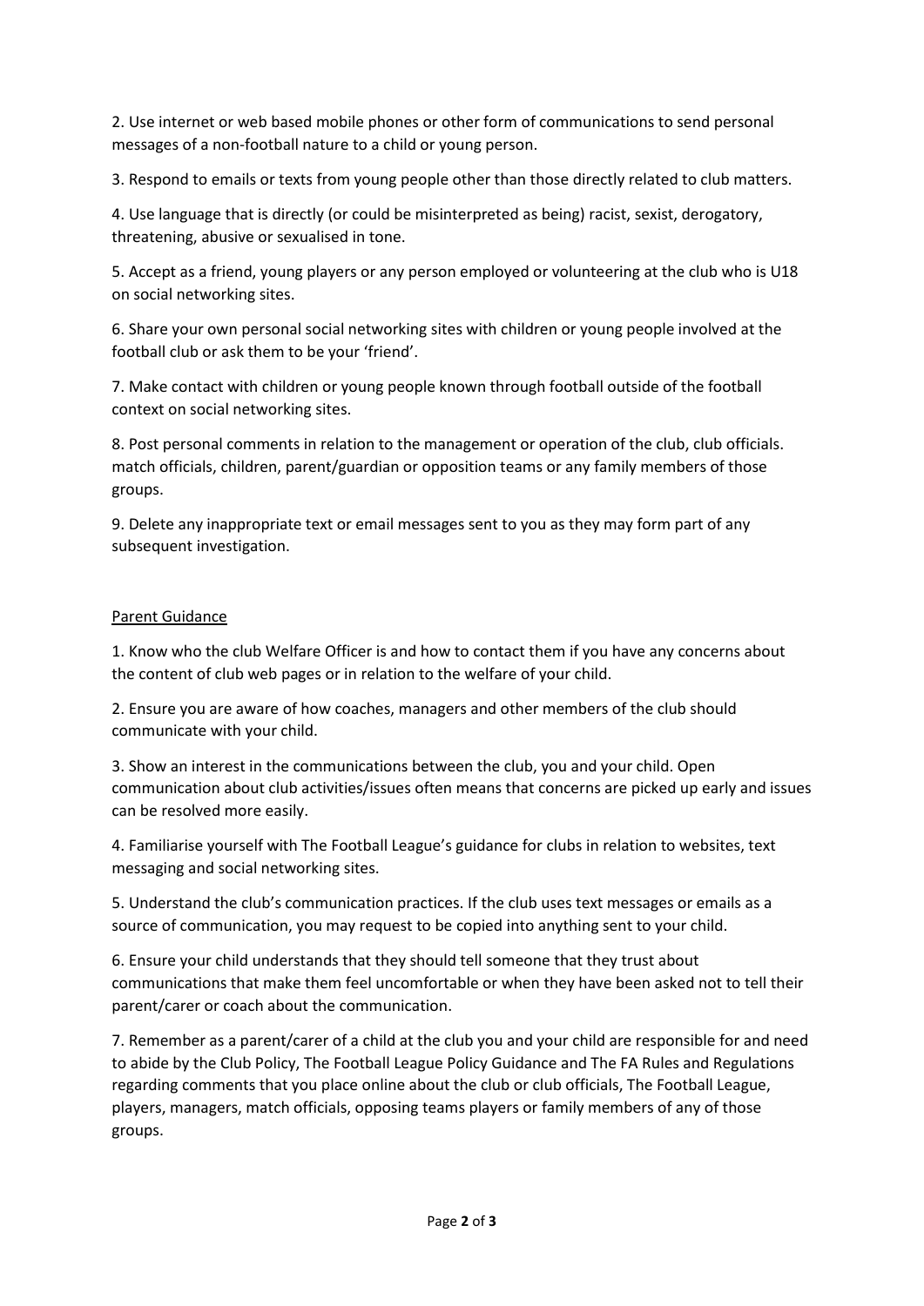2. Use internet or web based mobile phones or other form of communications to send personal messages of a non-football nature to a child or young person.

3. Respond to emails or texts from young people other than those directly related to club matters.

4. Use language that is directly (or could be misinterpreted as being) racist, sexist, derogatory, threatening, abusive or sexualised in tone.

5. Accept as a friend, young players or any person employed or volunteering at the club who is U18 on social networking sites.

6. Share your own personal social networking sites with children or young people involved at the football club or ask them to be your 'friend'.

7. Make contact with children or young people known through football outside of the football context on social networking sites.

8. Post personal comments in relation to the management or operation of the club, club officials. match officials, children, parent/guardian or opposition teams or any family members of those groups.

9. Delete any inappropriate text or email messages sent to you as they may form part of any subsequent investigation.

## Parent Guidance

1. Know who the club Welfare Officer is and how to contact them if you have any concerns about the content of club web pages or in relation to the welfare of your child.

2. Ensure you are aware of how coaches, managers and other members of the club should communicate with your child.

3. Show an interest in the communications between the club, you and your child. Open communication about club activities/issues often means that concerns are picked up early and issues can be resolved more easily.

4. Familiarise yourself with The Football League's guidance for clubs in relation to websites, text messaging and social networking sites.

5. Understand the club's communication practices. If the club uses text messages or emails as a source of communication, you may request to be copied into anything sent to your child.

6. Ensure your child understands that they should tell someone that they trust about communications that make them feel uncomfortable or when they have been asked not to tell their parent/carer or coach about the communication.

7. Remember as a parent/carer of a child at the club you and your child are responsible for and need to abide by the Club Policy, The Football League Policy Guidance and The FA Rules and Regulations regarding comments that you place online about the club or club officials, The Football League, players, managers, match officials, opposing teams players or family members of any of those groups.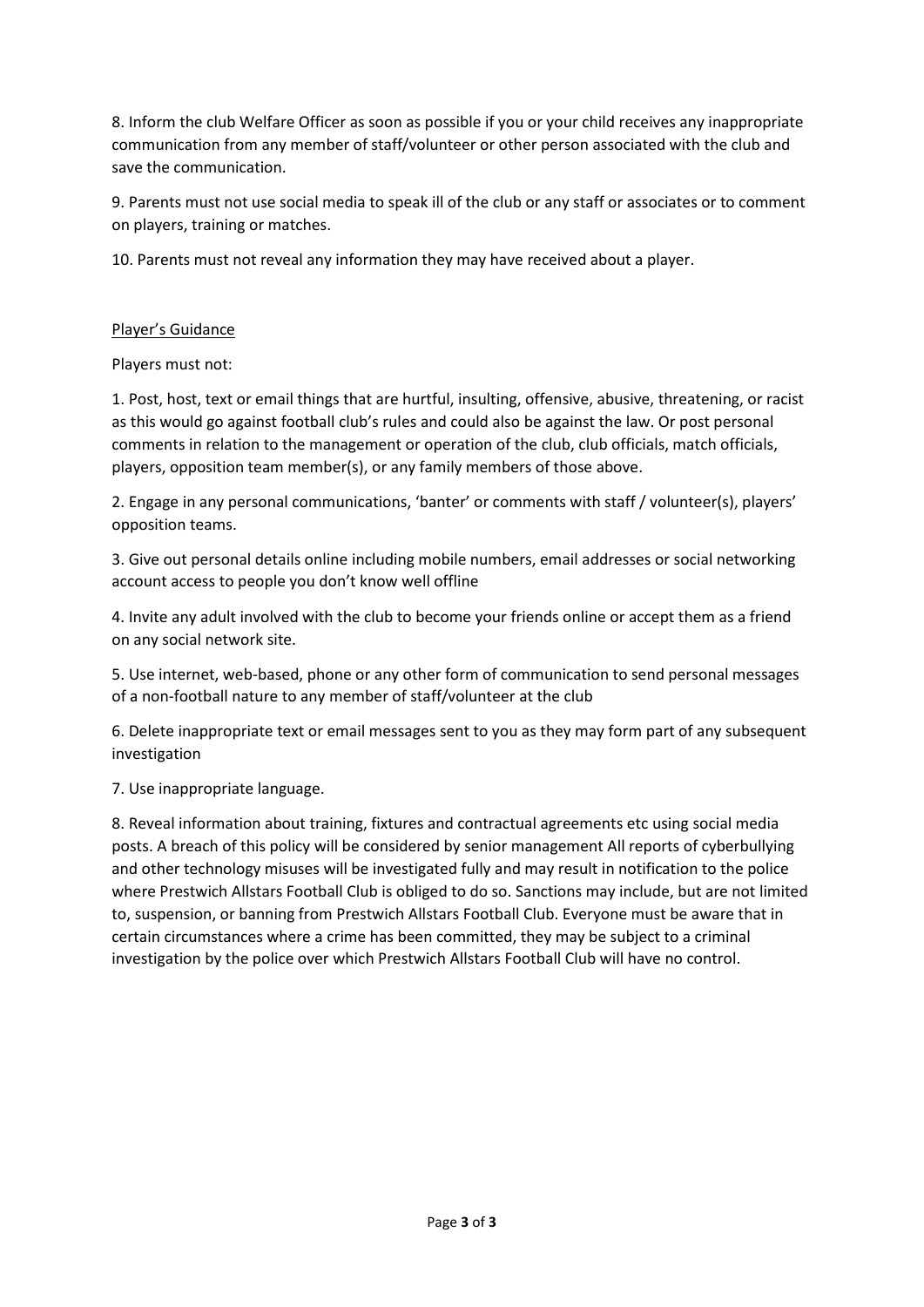8. Inform the club Welfare Officer as soon as possible if you or your child receives any inappropriate communication from any member of staff/volunteer or other person associated with the club and save the communication.

9. Parents must not use social media to speak ill of the club or any staff or associates or to comment on players, training or matches.

10. Parents must not reveal any information they may have received about a player.

<u>Player's Guidance</u>

Players must not:

1. Post, host, text or email things that are hurtful, insulting, offensive, abusive, threatening, or racist as this would go against football club's rules and could also be against the law. Or post personal comments in relation to the management or operation of the club, club officials, match officials, players, opposition team member(s), or any family members of those above.

2. Engage in any personal communications, 'banter' or comments with staff / volunteer(s), players' opposition teams.

3. Give out personal details online including mobile numbers, email addresses or social networking account access to people you don't know well offline

4. Invite any adult involved with the club to become your friends online or accept them as a friend on any social network site.

5. Use internet, web-based, phone or any other form of communication to send personal messages of a non-football nature to any member of staff/volunteer at the club

6. Delete inappropriate text or email messages sent to you as they may form part of any subsequent investigation

7. Use inappropriate language.

8. Reveal information about training, fixtures and contractual agreements etc using social media posts. A breach of this policy will be considered by senior management All reports of cyberbullying and other technology misuses will be investigated fully and may result in notification to the police where Prestwich Allstars Football Club is obliged to do so. Sanctions may include, but are not limited to, suspension, or banning from Prestwich Allstars Football Club. Everyone must be aware that in certain circumstances where a crime has been committed, they may be subject to a criminal investigation by the police over which Prestwich Allstars Football Club will have no control.